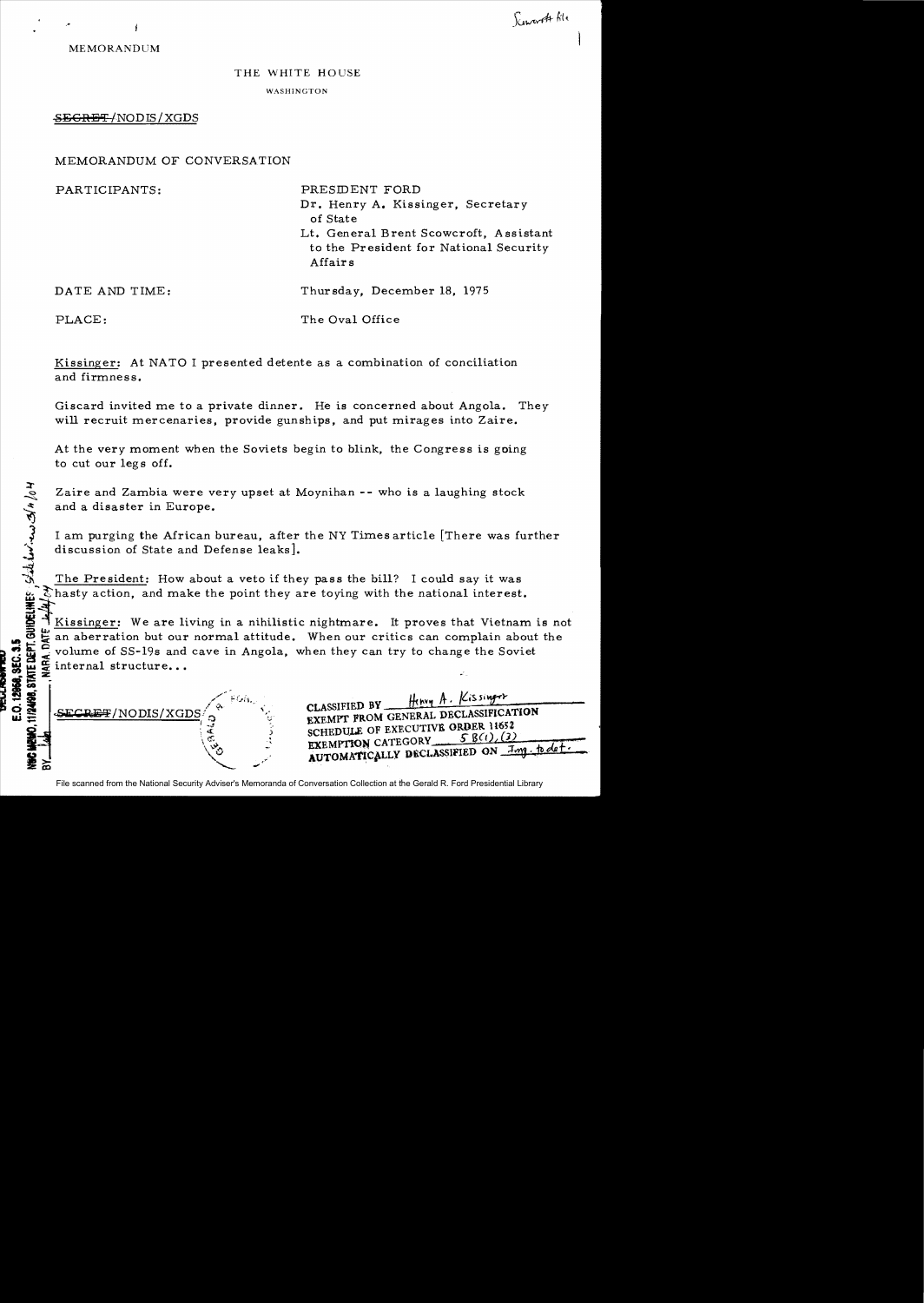MEMORANDUM

THE WHITE HOUSE

WASHINGTON

~~SECRET~~/NODIS/XGDS

MEMORANDUM OF CONVERSATION

PARTICIPANTS: PRESIDENT FORD
Dr. Henry A. Kissinger, Secretary of State
Lt. General Brent Scowcroft, Assistant to the President for National Security Affairs

DATE AND TIME: Thursday, December 18, 1975

PLACE: The Oval Office

Kissinger: At NATO I presented detente as a combination of conciliation and firmness.

Giscard invited me to a private dinner. He is concerned about Angola. They will recruit mercenaries, provide gunships, and put mirages into Zaire.

At the very moment when the Soviets begin to blink, the Congress is going to cut our legs off.

Zaire and Zambia were very upset at Moynihan -- who is a laughing stock and a disaster in Europe.

I am purging the African bureau, after the NY Times article [There was further discussion of State and Defense leaks].

The President: How about a veto if they pass the bill? I could say it was hasty action, and make the point they are toying with the national interest.

Kissinger: We are living in a nihilistic nightmare. It proves that Vietnam is not an aberration but our normal attitude. When our critics can complain about the volume of SS-19s and cave in Angola, when they can try to change the Soviet internal structure...

~~SECRET~~/NODIS/XGDS

CLASSIFIED BY Henry A. Kissinger
EXEMPT FROM GENERAL DECLASSIFICATION
SCHEDULE OF EXECUTIVE ORDER 11652
EXEMPTION CATEGORY 5 B(1), (3)
AUTOMATICALLY DECLASSIFIED ON Imp. to det.

DECLASSIFIED
E.O. 12958, SEC. 3.5
NSC MEMO, 11/24/98, STATE DEPT. GUIDELINES
BY ___ NARA, DATE ___

File scanned from the National Security Adviser's Memoranda of Conversation Collection at the Gerald R. Ford Presidential Library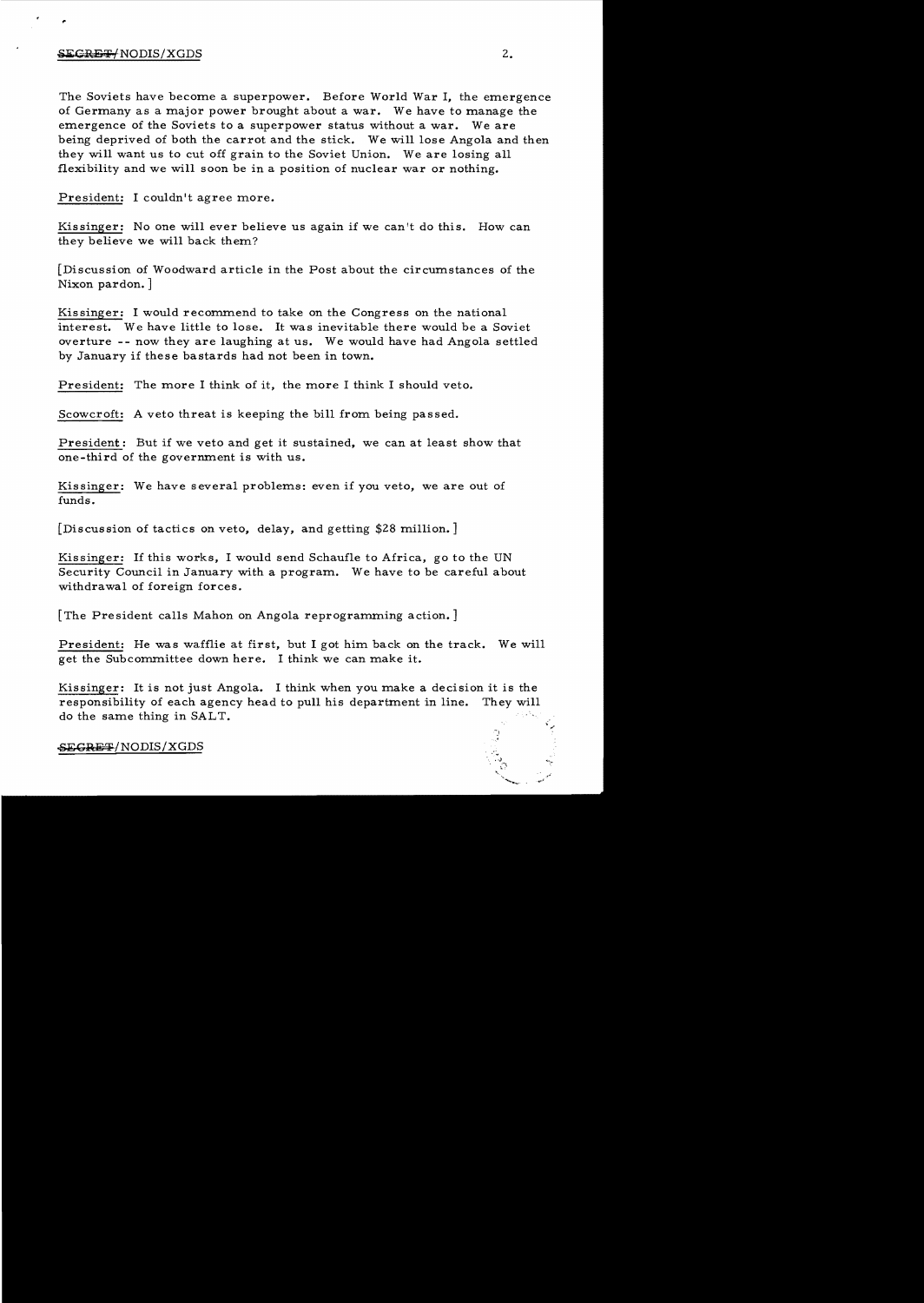The Soviets have become a superpower. Before World War I, the emergence of Germany as a major power brought about a war. We have to manage the emergence of the Soviets to a superpower status without a war. We are being deprived of both the carrot and the stick. We will lose Angola and then they will want us to cut off grain to the Soviet Union. We are losing all flexibility and we will soon be in a position of nuclear war or nothing.

President: I couldn't agree more.

Kissinger: No one will ever believe us again if we can't do this. How can they believe we will back them?

[Discussion of Woodward article in the Post about the circumstances of the Nixon pardon.]

Kissinger: I would recommend to take on the Congress on the national interest. We have little to lose. It was inevitable there would be a Soviet overture -- now they are laughing at us. We would have had Angola settled by January if these bastards had not been in town.

President: The more I think of it, the more I think I should veto.

Scowcroft: A veto threat is keeping the bill from being passed.

President: But if we veto and get it sustained, we can at least show that one-third of the government is with us.

Kissinger: We have several problems: even if you veto, we are out of funds.

[Discussion of tactics on veto, delay, and getting $28 million.]

Kissinger: If this works, I would send Schaufle to Africa, go to the UN Security Council in January with a program. We have to be careful about withdrawal of foreign forces.

[The President calls Mahon on Angola reprogramming action.]

President: He was wafflie at first, but I got him back on the track. We will get the Subcommittee down here. I think we can make it.

Kissinger: It is not just Angola. I think when you make a decision it is the responsibility of each agency head to pull his department in line. They will do the same thing in SALT.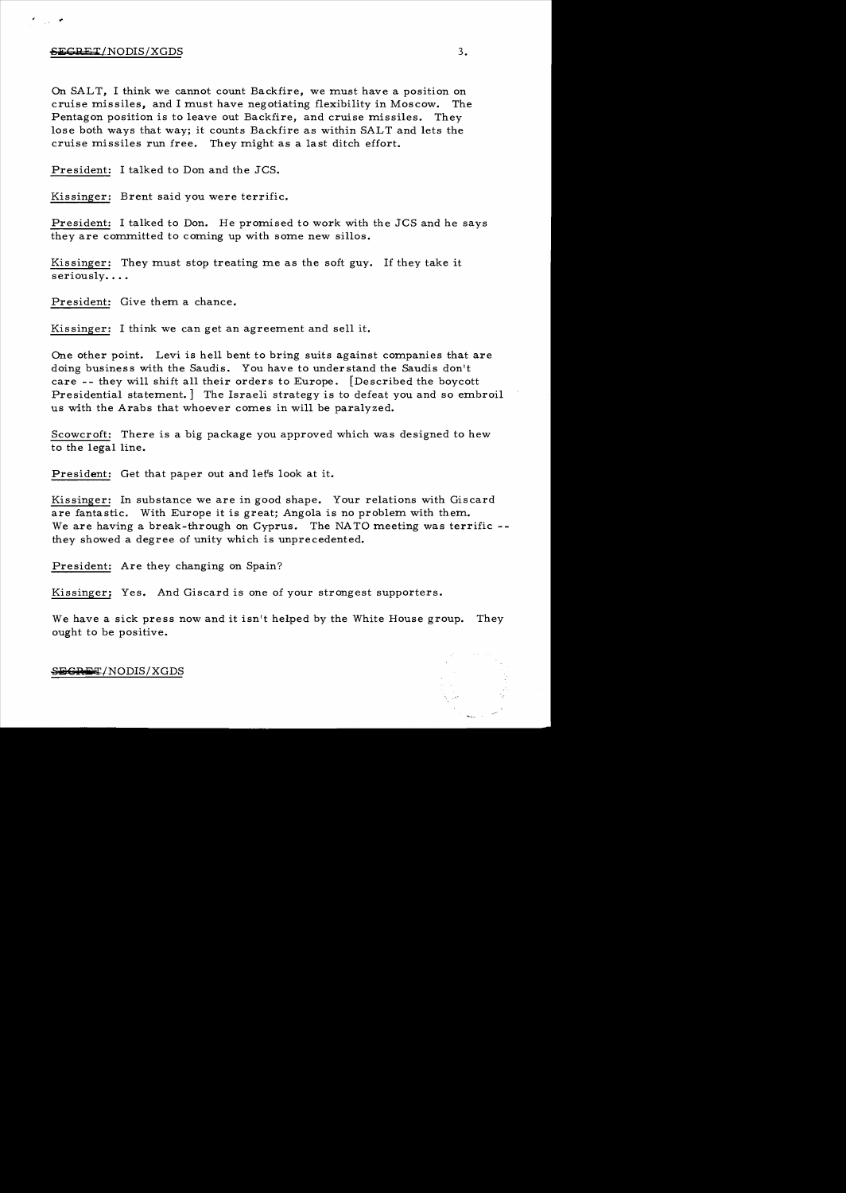On SALT, I think we cannot count Backfire, we must have a position on cruise missiles, and I must have negotiating flexibility in Moscow. The Pentagon position is to leave out Backfire, and cruise missiles. They lose both ways that way; it counts Backfire as within SALT and lets the cruise missiles run free. They might as a last ditch effort.

President: I talked to Don and the JCS.

Kissinger: Brent said you were terrific.

President: I talked to Don. He promised to work with the JCS and he says they are committed to coming up with some new sillos.

Kissinger: They must stop treating me as the soft guy. If they take it seriously....

President: Give them a chance.

Kissinger: I think we can get an agreement and sell it.

One other point. Levi is hell bent to bring suits against companies that are doing business with the Saudis. You have to understand the Saudis don't care -- they will shift all their orders to Europe. [Described the boycott Presidential statement.] The Israeli strategy is to defeat you and so embroil us with the Arabs that whoever comes in will be paralyzed.

Scowcroft: There is a big package you approved which was designed to hew to the legal line.

President: Get that paper out and let's look at it.

Kissinger: In substance we are in good shape. Your relations with Giscard are fantastic. With Europe it is great; Angola is no problem with them. We are having a break-through on Cyprus. The NATO meeting was terrific -- they showed a degree of unity which is unprecedented.

President: Are they changing on Spain?

Kissinger: Yes. And Giscard is one of your strongest supporters.

We have a sick press now and it isn't helped by the White House group. They ought to be positive.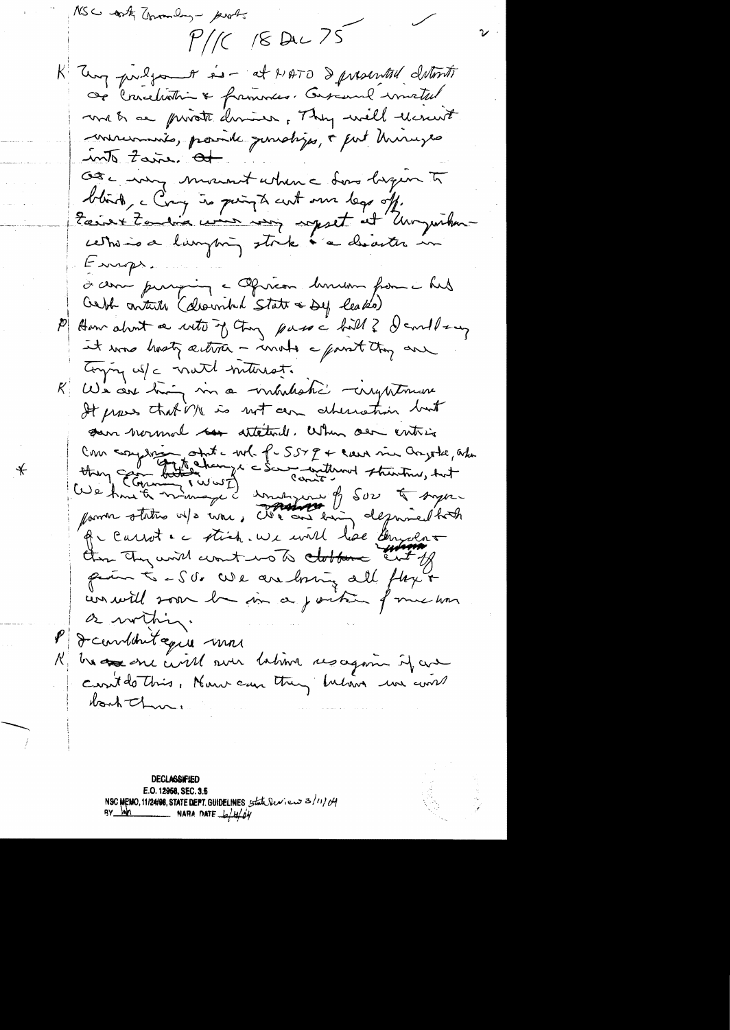NSC art Scowcroft – [illegible]

P/K 18 Dec 75

K: My judgment is – at NATO I presented details of Conclusion & Angola. Giscard invited me to a private dinner. They will recruit mercenaries, provide gunships, & put Mirages into Zaire. At the very moment when the Sovs begin to blink, the Cong is going to cut our legs off. Zaire & Zambia were very upset at Angola – this is a laughing stock & a disaster in Europe.

I am preparing the African havoc for the left outside (discredited State & Def leaks)

P: How about a veto if they pass the bill? I could say it was hasty action – make the point they are toying w/ vital interest.

K: We are being in a masochistic nightmare. It proves that VN is not an aberration but our normal attitude. When our entire Cong eager to get the ... for SS4 & cause in Angola, when they can't change the Sov internal structure, but (Commun, I WWI). We have to manage the emergence of Sov to super power status w/o war. We are being deprived both of carrot & the stick. We will lose Angola & then they will want us to cut off grain to the SU. We are losing all flex & we will soon be in a position of nuclear or nothing.

P: I couldn't agree more.

K: No one will ever believe us again if we can't do this. How can they believe we would back them.

DECLASSIFIED
E.O. 12958, SEC. 3.5
NSC MEMO, 11/24/98, STATE DEPT. GUIDELINES State Review 3/11/04
BY [illegible] NARA DATE 6/4/04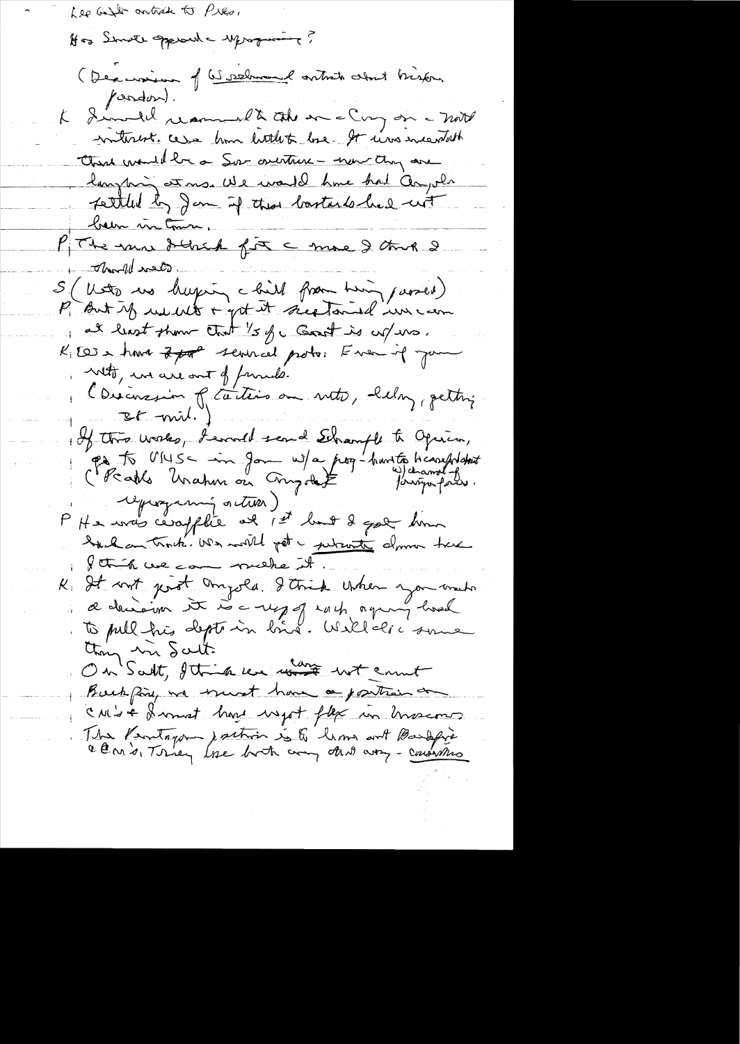Lee Gelb attack to Pres.

How Senate approach upcoming?

(Discussion of Woodward article about Nixon pardon).

K Donald is annoyed to take on a Cong on a matter of interest. Case him little to lose. It was inevitable there would be a Sen overture – now they are laughing at us. We would have had Angola settled by Jan if those bastards had not been in town.

P The more I think of it the more I think I should veto.

S (Vote on buying a bill from being passed)

P But if we veto & get it sustained we can at least show that 1/3 of a Govt is w/us.

K We have several points: Even if you veto, we are out of funds.

(Discussion of tactics on veto, delay, getting 28 mil.)

If this works, I would send Schaufele to Africa, go to UNSC in Jan w/a prog – hard to be careful about w/ demand for foreign forces. (Recall Graham on Angola & upcoming action)

P He was casualty at 1st but I got him back on track. We will get a putative demon here. I think we can make it.

K It not just Angola. I think when you make a decision it is a way of each agency head to pull his dept in line. We'll discuss some thing in Salt.

On Salt, I think we can not count Backfire, we must have a position on CM's & I must have wgt flex in Moscow. The Pentagon position is to leave out Backfire & CM's. Trying to use both any and any – cruise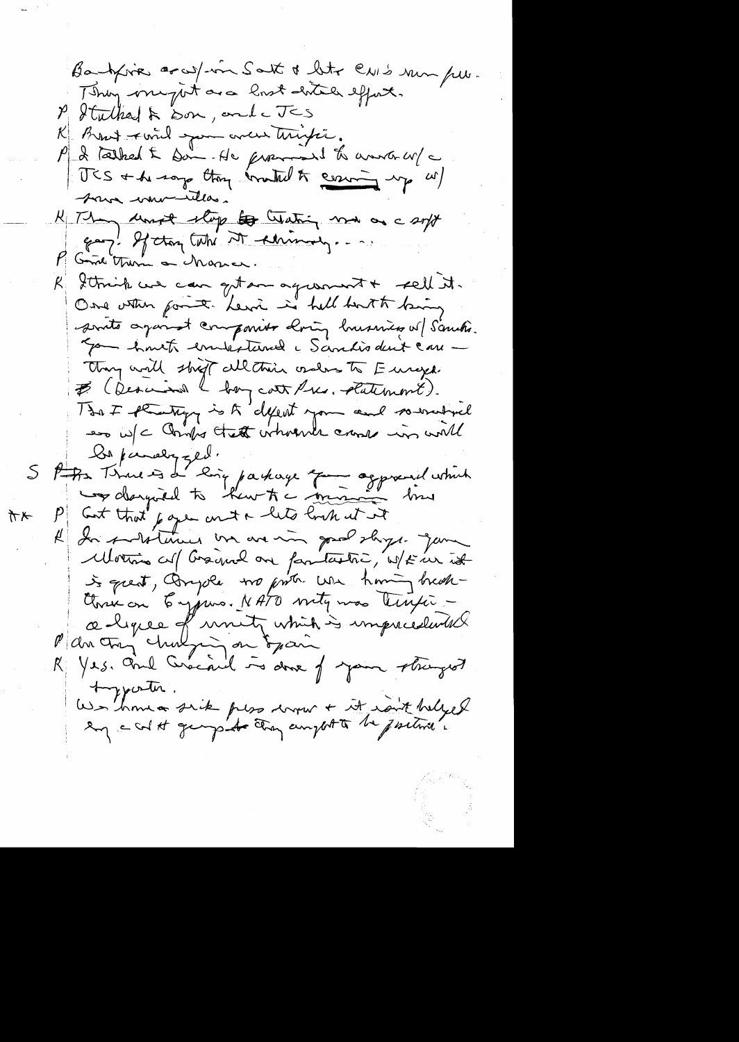Backfire on us/in Salt & later ENI's own pull.
They might ava last ditch effort.

P I talked to Don, and the JCS

K Must avoid your own trip.

P I talked to Don. He promised to work w/ the JCS & he says they wanted to come up w/ some new ideas.

K They must stop treating me as a soft guy. If they take it seriously...

P Give them a chance.

K I think we can get an agreement & sell it. One other point. Levi is hell bent to bring suits against companies doing business w/ Saudis. You must understand the Saudis don't care — they will shift all their orders to Europe.
(Described the boycott Pres. statement).
The I strategy is to defeat you and scrambled eggs w/ the Arabs that whoever comes in will be paralyzed.

S There is a big package you approved which was designed to hurt the mini bus

** P Get that paper and let's look at it

K In substance we are in good shape. Your Meetings w/ Giscard are fantastic, w/ Eur it is great, Chrysler no problem, we're having breakthrough on Cyprus. NATO unity was terrific — a degree of unity which is unprecedented.

P Are they changing on Spain

K Yes. And Giscard is one of your strongest supporters.
We have a sick press corps & it isn't helped by all the gossip they are got to be positive.